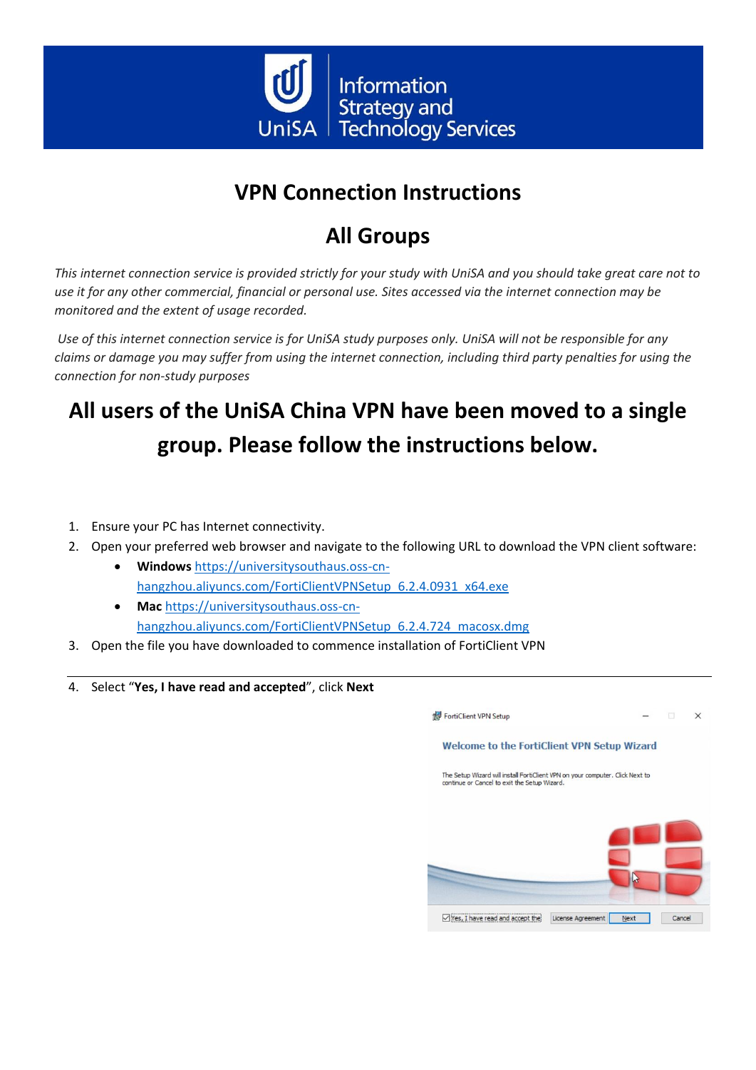UniSA Information Strategy and Technology Services

# VPN Connection Instructions

## All Groups

*This internet connection service is provided strictly for your study with UniSA and you should take great care not to use it for any other commercial, financial or personal use. Sites accessed via the internet connection may be monitored and the extent of usage recorded.*

*Use of this internet connection service is for UniSA study purposes only. UniSA will not be responsible for any claims or damage you may suffer from using the internet connection, including third party penalties for using the connection for non-study purposes*

# All users of the UniSA China VPN have been moved to a single group. Please follow the instructions below.

1. Ensure your PC has Internet connectivity.
2. Open your preferred web browser and navigate to the following URL to download the VPN client software:
   - **Windows** https://universitysouthaus.oss-cn-hangzhou.aliyuncs.com/FortiClientVPNSetup_6.2.4.0931_x64.exe
   - **Mac** https://universitysouthaus.oss-cn-hangzhou.aliyuncs.com/FortiClientVPNSetup_6.2.4.724_macosx.dmg
3. Open the file you have downloaded to commence installation of FortiClient VPN

---

4. Select "**Yes, I have read and accepted**", click **Next**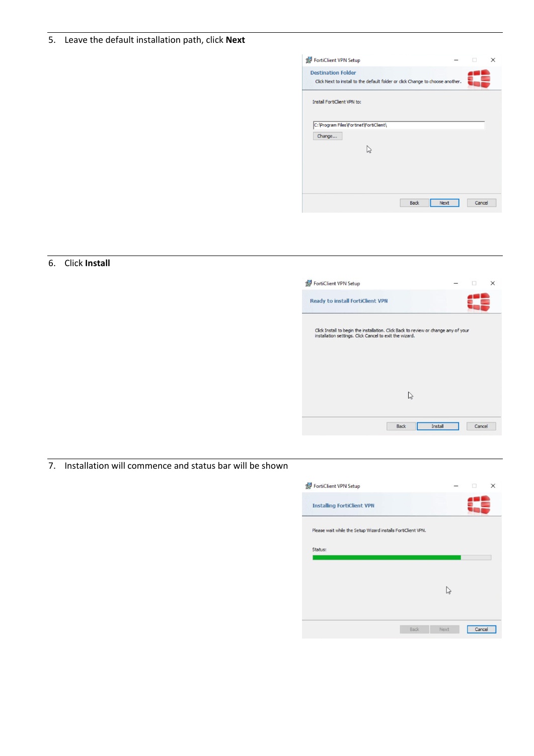5. Leave the default installation path, click **Next**

6. Click **Install**

7. Installation will commence and status bar will be shown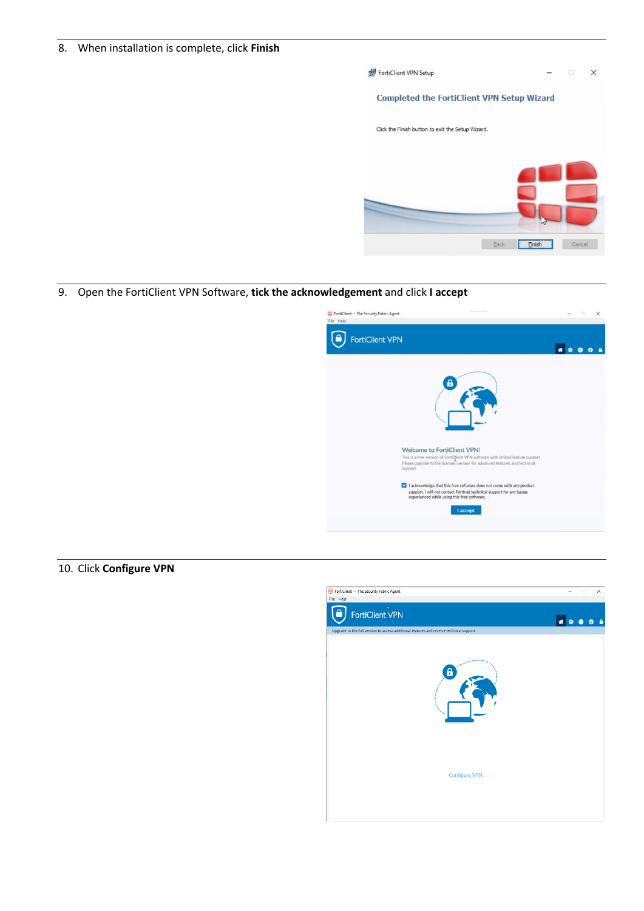8. When installation is complete, click **Finish**

9. Open the FortiClient VPN Software, **tick the acknowledgement** and click **I accept**

10. Click **Configure VPN**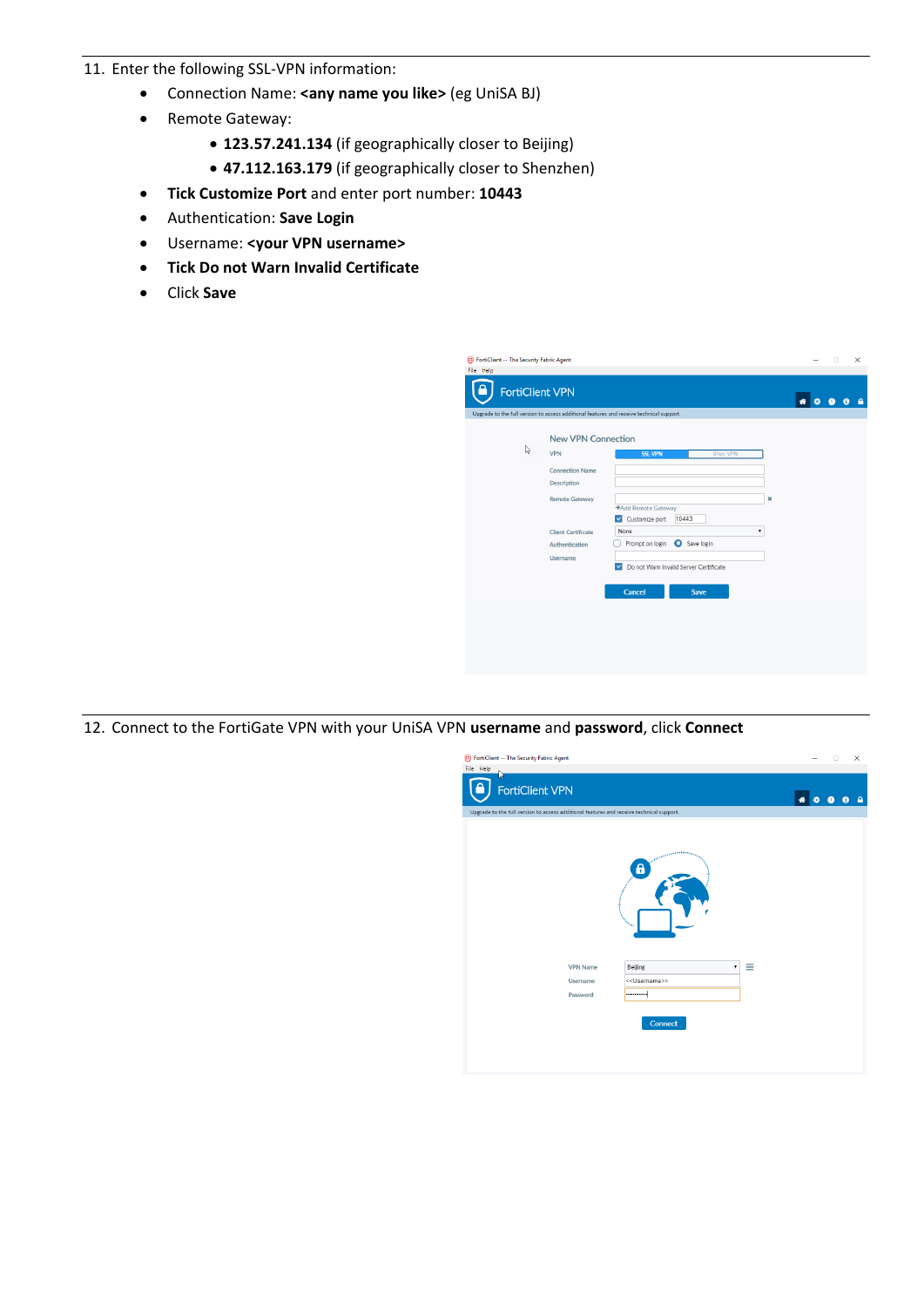11. Enter the following SSL-VPN information:
    - Connection Name: **<any name you like>** (eg UniSA BJ)
    - Remote Gateway:
        - **123.57.241.134** (if geographically closer to Beijing)
        - **47.112.163.179** (if geographically closer to Shenzhen)
    - **Tick Customize Port** and enter port number: **10443**
    - Authentication: **Save Login**
    - Username: **<your VPN username>**
    - **Tick Do not Warn Invalid Certificate**
    - Click **Save**

12. Connect to the FortiGate VPN with your UniSA VPN **username** and **password**, click **Connect**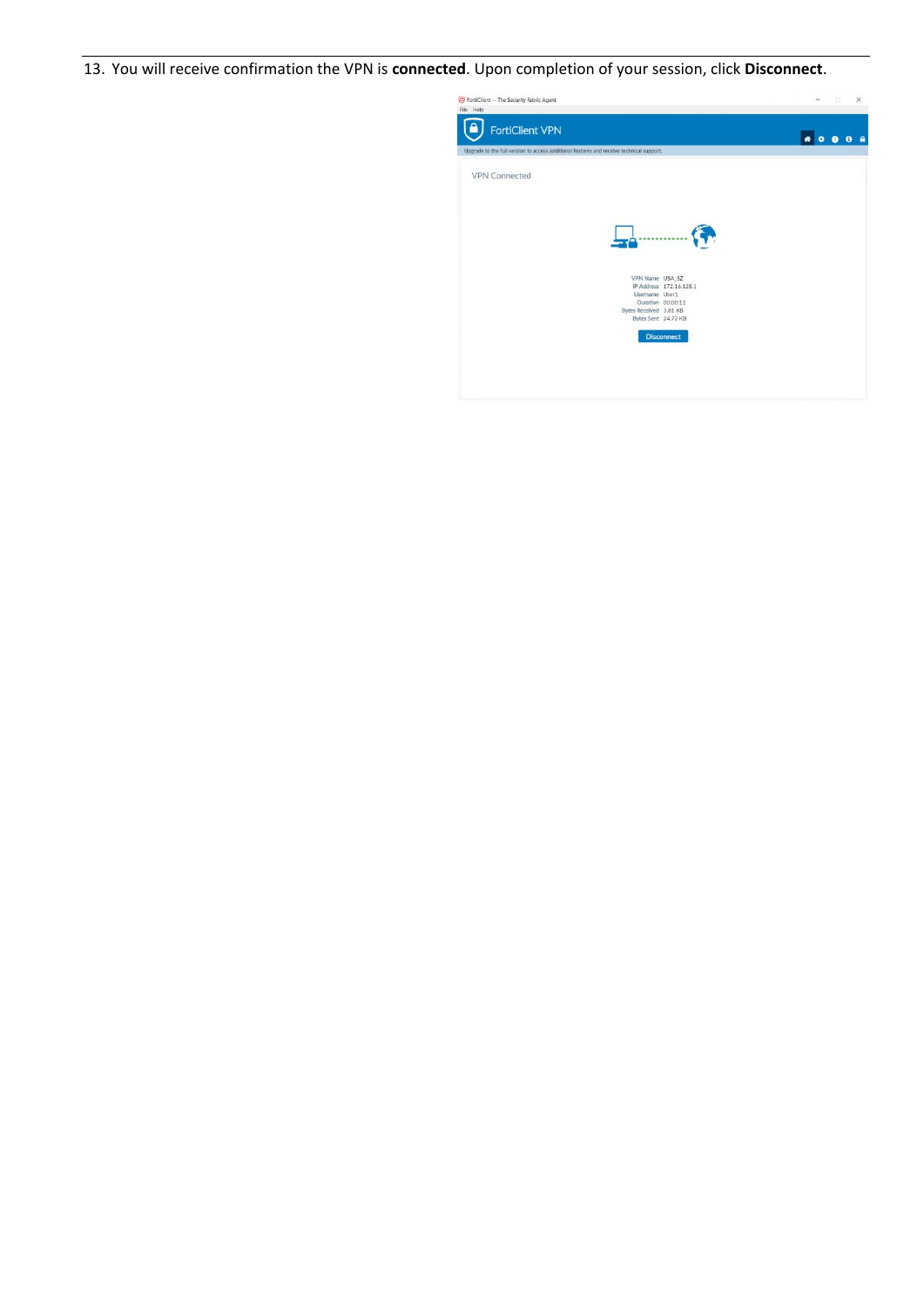13. You will receive confirmation the VPN is **connected**. Upon completion of your session, click **Disconnect**.